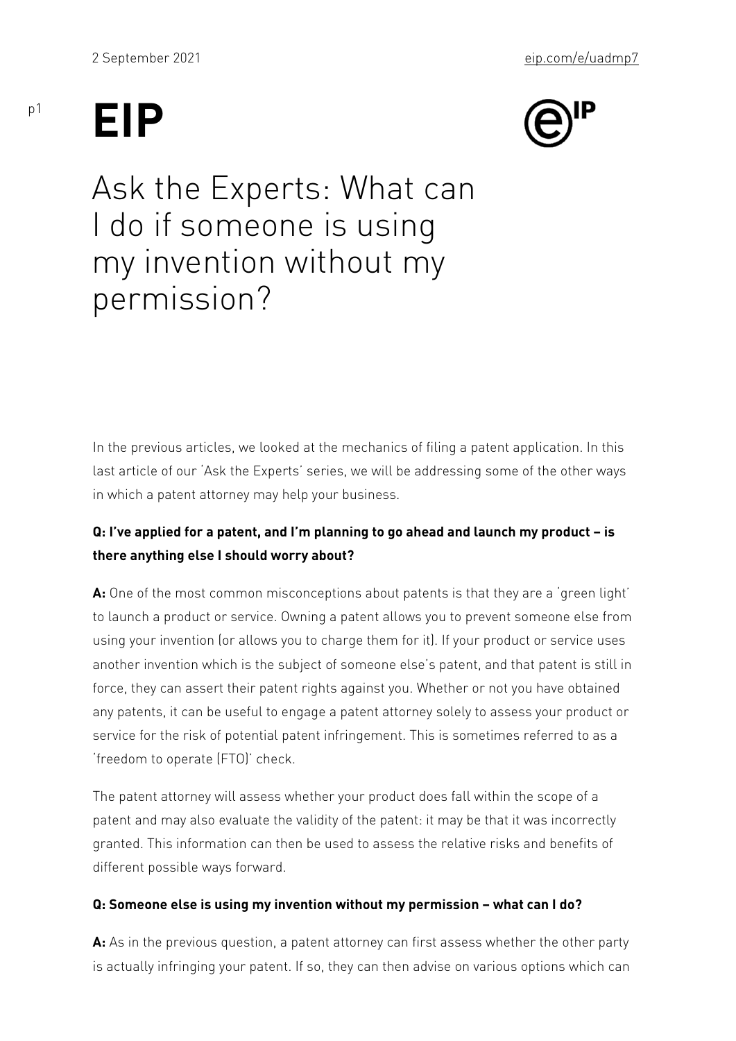2 September 2021

eip.com/e/uadmp7

# EIP

# Ask the Experts: What can I do if someone is using my invention without my permission?

In the previous articles, we looked at the mechanics of filing a patent application. In this last article of our 'Ask the Experts' series, we will be addressing some of the other ways in which a patent attorney may help your business.

**Q: I've applied for a patent, and I'm planning to go ahead and launch my product – is there anything else I should worry about?**

**A:** One of the most common misconceptions about patents is that they are a 'green light' to launch a product or service. Owning a patent allows you to prevent someone else from using your invention (or allows you to charge them for it). If your product or service uses another invention which is the subject of someone else's patent, and that patent is still in force, they can assert their patent rights against you. Whether or not you have obtained any patents, it can be useful to engage a patent attorney solely to assess your product or service for the risk of potential patent infringement. This is sometimes referred to as a 'freedom to operate (FTO)' check.

The patent attorney will assess whether your product does fall within the scope of a patent and may also evaluate the validity of the patent: it may be that it was incorrectly granted. This information can then be used to assess the relative risks and benefits of different possible ways forward.

**Q: Someone else is using my invention without my permission – what can I do?**

**A:** As in the previous question, a patent attorney can first assess whether the other party is actually infringing your patent. If so, they can then advise on various options which can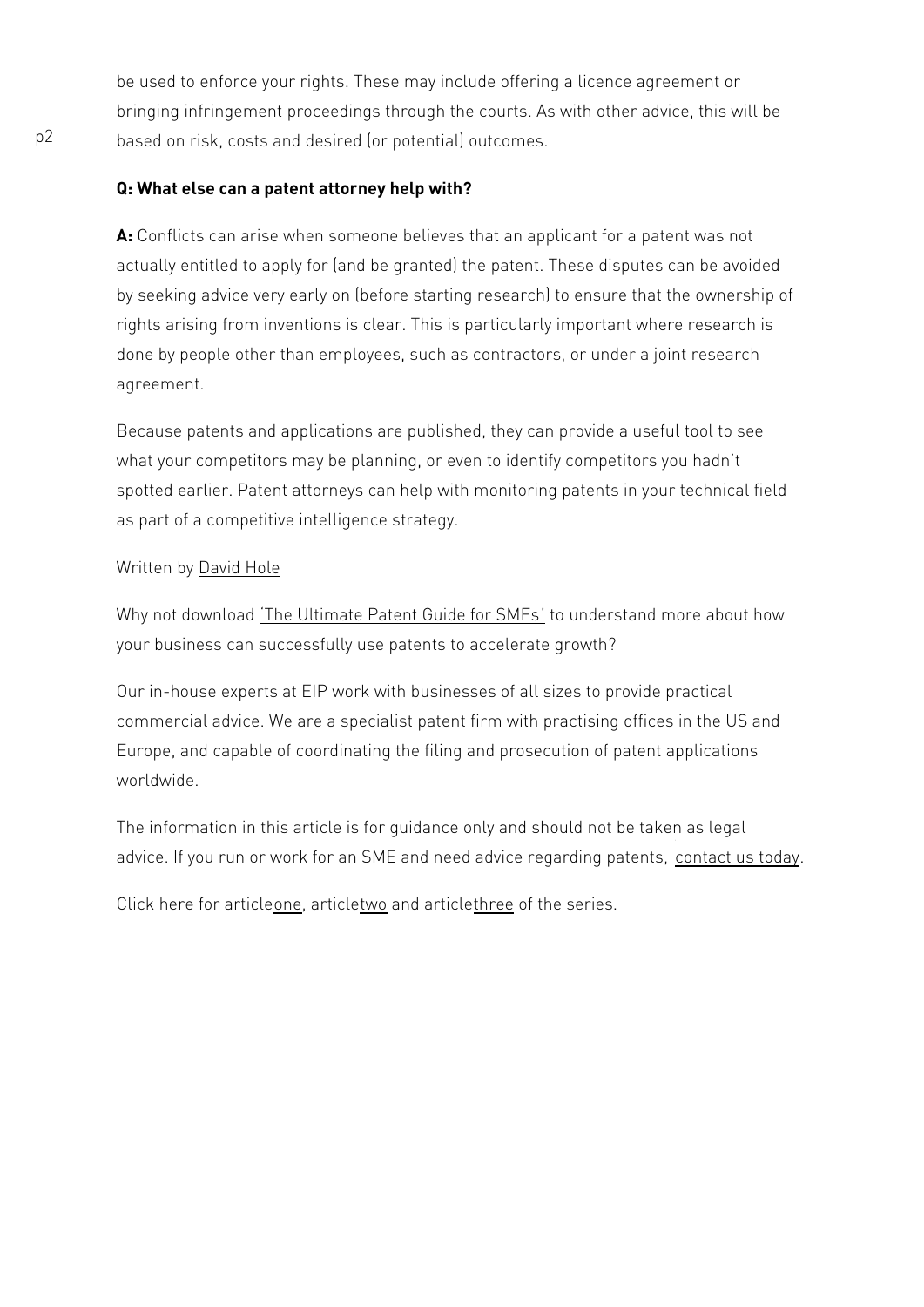be used to enforce your rights. These may include offering a licence agreement or bringing infringement proceedings through the courts. As with other advice, this will be based on risk, costs and desired (or potential) outcomes.

**Q: What else can a patent attorney help with?**

**A:** Conflicts can arise when someone believes that an applicant for a patent was not actually entitled to apply for (and be granted) the patent. These disputes can be avoided by seeking advice very early on (before starting research) to ensure that the ownership of rights arising from inventions is clear. This is particularly important where research is done by people other than employees, such as contractors, or under a joint research agreement.

Because patents and applications are published, they can provide a useful tool to see what your competitors may be planning, or even to identify competitors you hadn't spotted earlier. Patent attorneys can help with monitoring patents in your technical field as part of a competitive intelligence strategy.

Written by David Hole

Why not download 'The Ultimate Patent Guide for SMEs' to understand more about how your business can successfully use patents to accelerate growth?

Our in-house experts at EIP work with businesses of all sizes to provide practical commercial advice. We are a specialist patent firm with practising offices in the US and Europe, and capable of coordinating the filing and prosecution of patent applications worldwide.

The information in this article is for guidance only and should not be taken as legal advice. If you run or work for an SME and need advice regarding patents, contact us today.

Click here for articleone, articletwo and articlethree of the series.